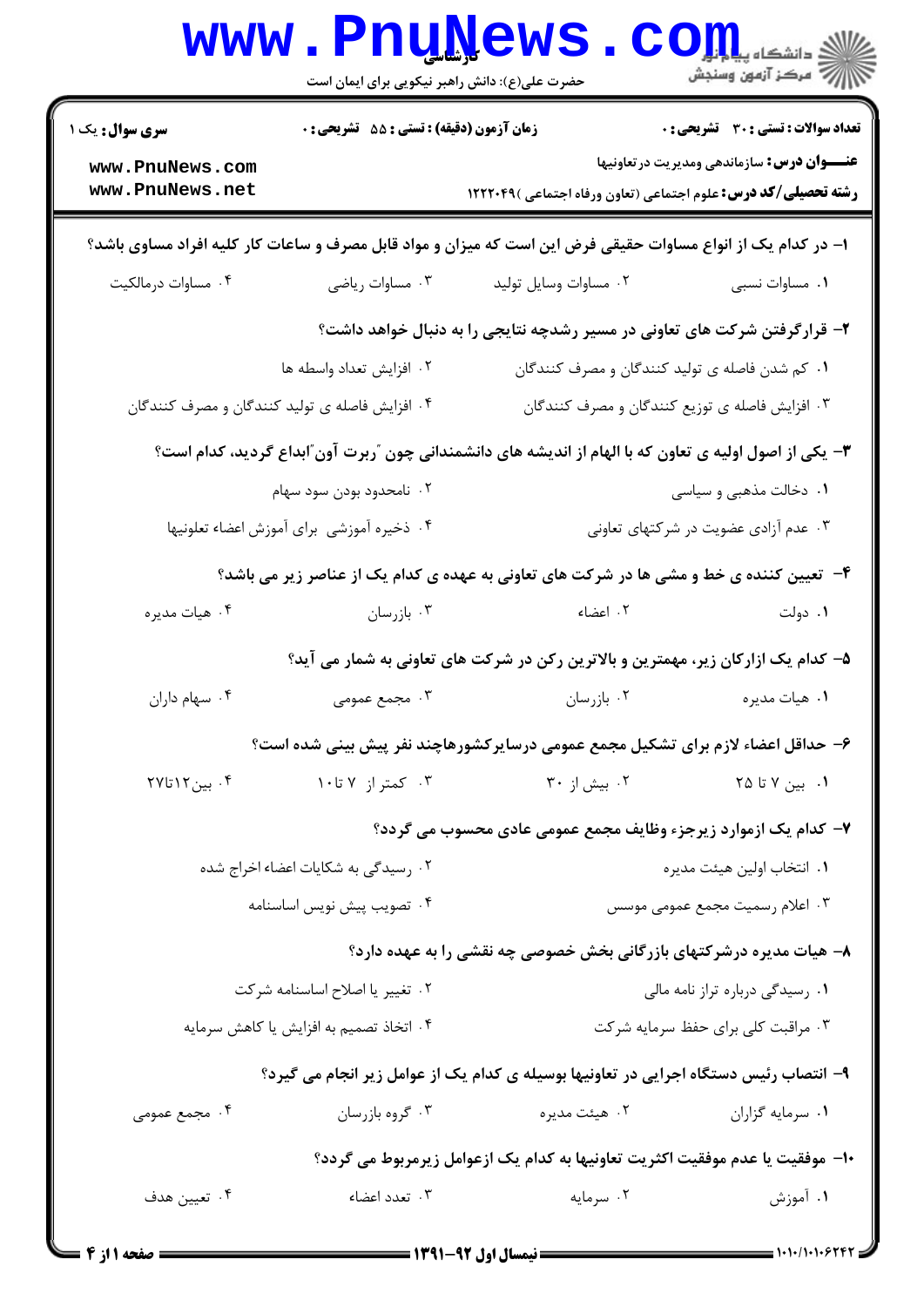کارشناسی

حضرت علی(ع): دانش راهبر نیکویی برای ایمان است

**سری سوال:** یک ۱

**زمان آزمون (دقیقه) : تستی : ۵۵ تشریحی : ۰**

**تعداد سوالات : تستی : ۳۰ تشریحی : ۰**

**عنـــوان درس:** سازماندهی ومدیریت درتعاونیها

**رشته تحصیلی/کد درس:** علوم اجتماعی (تعاون ورفاه اجتماعی )۱۲۲۲۰۴۹

**۱- در کدام یک از انواع مساوات حقیقی فرض این است که میزان و مواد قابل مصرف و ساعات کار کلیه افراد مساوی باشد؟**

۱. مساوات نسبی
۲. مساوات وسایل تولید
۳. مساوات ریاضی
۴. مساوات درمالکیت

**۲- قرارگرفتن شرکت های تعاونی در مسیر رشدچه نتایجی را به دنبال خواهد داشت؟**

۱. کم شدن فاصله ی تولید کنندگان و مصرف کنندگان
۲. افزایش تعداد واسطه ها
۳. افزایش فاصله ی توزیع کنندگان و مصرف کنندگان
۴. افزایش فاصله ی تولید کنندگان و مصرف کنندگان

**۳- یکی از اصول اولیه ی تعاون که با الهام از اندیشه های دانشمندانی چون "ربرت آون"ابداع گردید، کدام است؟**

۱. دخالت مذهبی و سیاسی
۲. نامحدود بودن سود سهام
۳. عدم آزادی عضویت در شرکتهای تعاونی
۴. ذخیره آموزشی برای آموزش اعضاء تعلونیها

**۴- تعیین کننده ی خط و مشی ها در شرکت های تعاونی به عهده ی کدام یک از عناصر زیر می باشد؟**

۱. دولت
۲. اعضاء
۳. بازرسان
۴. هیات مدیره

**۵- کدام یک ازارکان زیر، مهمترین و بالاترین رکن در شرکت های تعاونی به شمار می آید؟**

۱. هیات مدیره
۲. بازرسان
۳. مجمع عمومی
۴. سهام داران

**۶- حداقل اعضاء لازم برای تشکیل مجمع عمومی درسایرکشورهاچند نفر پیش بینی شده است؟**

۱. بین ۷ تا ۲۵
۲. بیش از ۳۰
۳. کمتر از ۷ تا۱۰
۴. بین۱۲تا۲۷

**۷- کدام یک ازموارد زیرجزء وظایف مجمع عمومی عادی محسوب می گردد؟**

۱. انتخاب اولین هیئت مدیره
۲. رسیدگی به شکایات اعضاء اخراج شده
۳. اعلام رسمیت مجمع عمومی موسس
۴. تصویب پیش نویس اساسنامه

**۸- هیات مدیره درشرکتهای بازرگانی بخش خصوصی چه نقشی را به عهده دارد؟**

۱. رسیدگی درباره تراز نامه مالی
۲. تغییر یا اصلاح اساسنامه شرکت
۳. مراقبت کلی برای حفظ سرمایه شرکت
۴. اتخاذ تصمیم به افزایش یا کاهش سرمایه

**۹- انتصاب رئیس دستگاه اجرایی در تعاونیها بوسیله ی کدام یک از عوامل زیر انجام می گیرد؟**

۱. سرمایه گزاران
۲. هیئت مدیره
۳. گروه بازرسان
۴. مجمع عمومی

**۱۰- موفقیت یا عدم موفقیت اکثریت تعاونیها به کدام یک ازعوامل زیرمربوط می گردد؟**

۱. آموزش
۲. سرمایه
۳. تعدد اعضاء
۴. تعیین هدف

نیمسال اول ۹۲-۱۳۹۱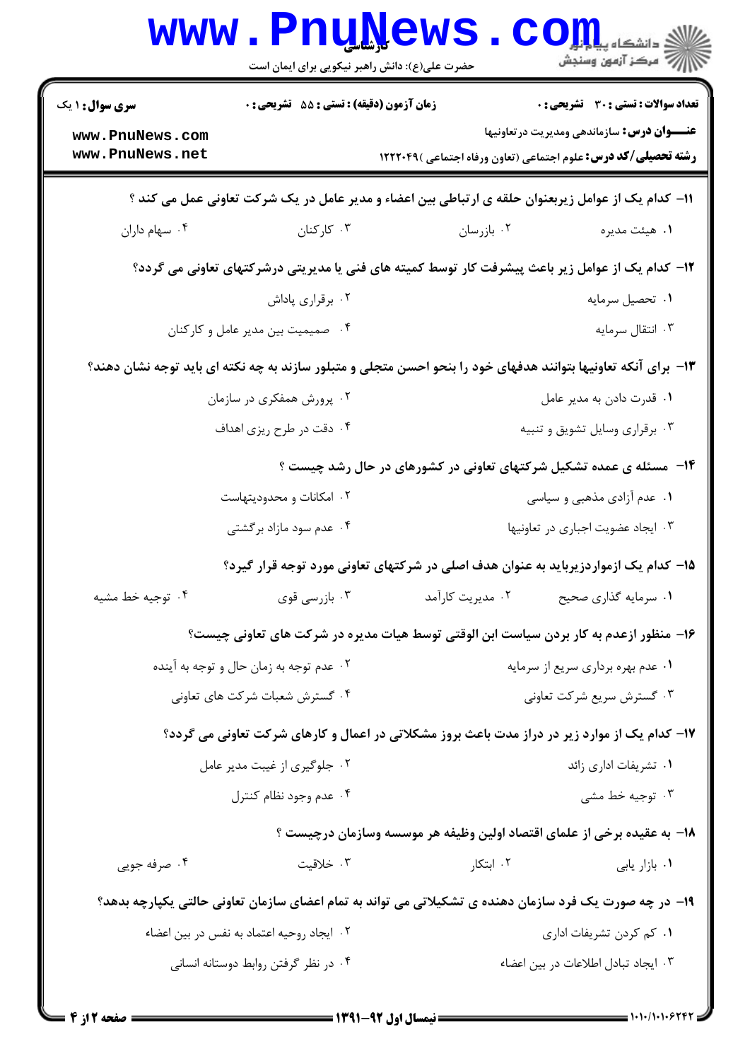**سری سوال:** ۱ یک | **زمان آزمون (دقیقه) : تستی :** ۵۵ **تشریحی :** ۰ | **تعداد سوالات : تستی :** ۳۰ **تشریحی :** ۰

**عنـــوان درس:** سازماندهی ومدیریت درتعاونیها

**رشته تحصیلی/کد درس:** علوم اجتماعی (تعاون ورفاه اجتماعی )۱۲۲۲۰۴۹

۱۱- کدام یک از عوامل زیربعنوان حلقه ی ارتباطی بین اعضاء و مدیر عامل در یک شرکت تعاونی عمل می کند ؟

۱. هیئت مدیره
۲. بازرسان
۳. کارکنان
۴. سهام داران

۱۲- کدام یک از عوامل زیر باعث پیشرفت کار توسط کمیته های فنی یا مدیریتی درشرکتهای تعاونی می گردد؟

۱. تحصیل سرمایه
۲. برقراری پاداش
۳. انتقال سرمایه
۴. صمیمیت بین مدیر عامل و کارکنان

۱۳- برای آنکه تعاونیها بتوانند هدفهای خود را بنحو احسن متجلی و متبلور سازند به چه نکته ای باید توجه نشان دهند؟

۱. قدرت دادن به مدیر عامل
۲. پرورش همفکری در سازمان
۳. برقراری وسایل تشویق و تنبیه
۴. دقت در طرح ریزی اهداف

۱۴- مسئله ی عمده تشکیل شرکتهای تعاونی در کشورهای در حال رشد چیست ؟

۱. عدم آزادی مذهبی و سیاسی
۲. امکانات و محدودیتهاست
۳. ایجاد عضویت اجباری در تعاونیها
۴. عدم سود مازاد برگشتی

۱۵- کدام یک ازمواردزیرباید به عنوان هدف اصلی در شرکتهای تعاونی مورد توجه قرار گیرد؟

۱. سرمایه گذاری صحیح
۲. مدیریت کارآمد
۳. بازرسی قوی
۴. توجیه خط مشیه

۱۶- منظور ازعدم به کار بردن سیاست ابن الوقتی توسط هیات مدیره در شرکت های تعاونی چیست؟

۱. عدم بهره برداری سریع از سرمایه
۲. عدم توجه به زمان حال و توجه به آینده
۳. گسترش سریع شرکت تعاونی
۴. گسترش شعبات شرکت های تعاونی

۱۷- کدام یک از موارد زیر در دراز مدت باعث بروز مشکلاتی در اعمال و کارهای شرکت تعاونی می گردد؟

۱. تشریفات اداری زائد
۲. جلوگیری از غیبت مدیر عامل
۳. توجیه خط مشی
۴. عدم وجود نظام کنترل

۱۸- به عقیده برخی از علمای اقتصاد اولین وظیفه هر موسسه وسازمان درچیست ؟

۱. بازار یابی
۲. ابتکار
۳. خلاقیت
۴. صرفه جویی

۱۹- در چه صورت یک فرد سازمان دهنده ی تشکیلاتی می تواند به تمام اعضای سازمان تعاونی حالتی یکپارچه بدهد؟

۱. کم کردن تشریفات اداری
۲. ایجاد روحیه اعتماد به نفس در بین اعضاء
۳. ایجاد تبادل اطلاعات در بین اعضاء
۴. در نظر گرفتن روابط دوستانه انسانی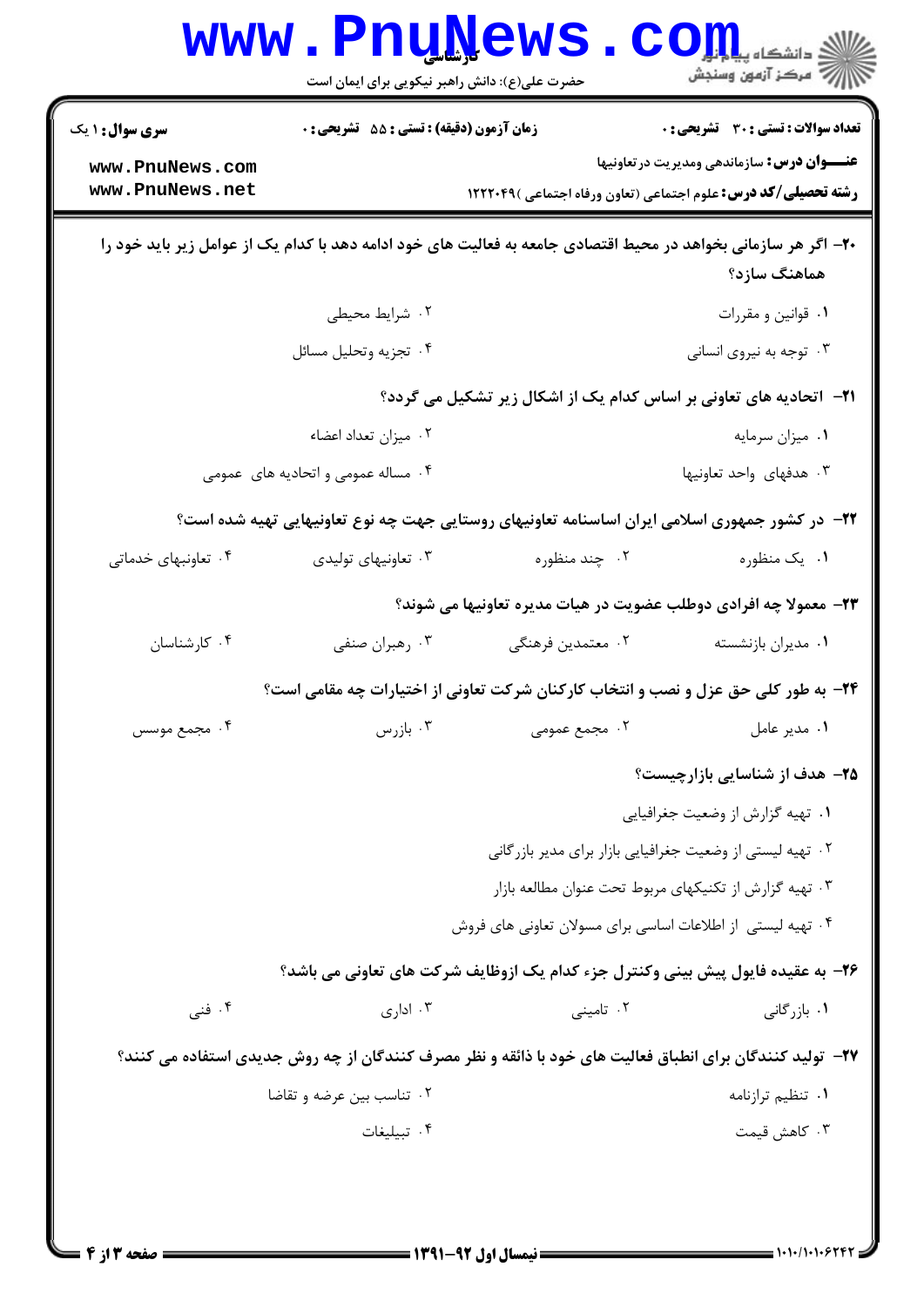۲۰- اگر هر سازمانی بخواهد در محیط اقتصادی جامعه به فعالیت های خود ادامه دهد با کدام یک از عوامل زیر باید خود را هماهنگ سازد؟

۱. قوانین و مقررات
۲. شرایط محیطی
۳. توجه به نیروی انسانی
۴. تجزیه وتحلیل مسائل

۲۱- اتحادیه های تعاونی بر اساس کدام یک از اشکال زیر تشکیل می گردد؟

۱. میزان سرمایه
۲. میزان تعداد اعضاء
۳. هدفهای واحد تعاونیها
۴. مساله عمومی و اتحادیه های عمومی

۲۲- در کشور جمهوری اسلامی ایران اساسنامه تعاونیهای روستایی جهت چه نوع تعاونیهایی تهیه شده است؟

۱. یک منظوره
۲. چند منظوره
۳. تعاونیهای تولیدی
۴. تعاونبهای خدماتی

۲۳- معمولا چه افرادی دوطلب عضویت در هیات مدیره تعاونیها می شوند؟

۱. مدیران بازنشسته
۲. معتمدین فرهنگی
۳. رهبران صنفی
۴. کارشناسان

۲۴- به طور کلی حق عزل و نصب و انتخاب کارکنان شرکت تعاونی از اختیارات چه مقامی است؟

۱. مدیر عامل
۲. مجمع عمومی
۳. بازرس
۴. مجمع موسس

۲۵- هدف از شناسایی بازارچیست؟

۱. تهیه گزارش از وضعیت جغرافیایی
۲. تهیه لیستی از وضعیت جغرافیایی بازار برای مدیر بازرگانی
۳. تهیه گزارش از تکنیکهای مربوط تحت عنوان مطالعه بازار
۴. تهیه لیستی از اطلاعات اساسی برای مسولان تعاونی های فروش

۲۶- به عقیده فایول پیش بینی وکنترل جزء کدام یک ازوظایف شرکت های تعاونی می باشد؟

۱. بازرگانی
۲. تامینی
۳. اداری
۴. فنی

۲۷- تولید کنندگان برای انطباق فعالیت های خود با ذائقه و نظر مصرف کنندگان از چه روش جدیدی استفاده می کنند؟

۱. تنظیم ترازنامه
۲. تناسب بین عرضه و تقاضا
۳. کاهش قیمت
۴. تبلیغات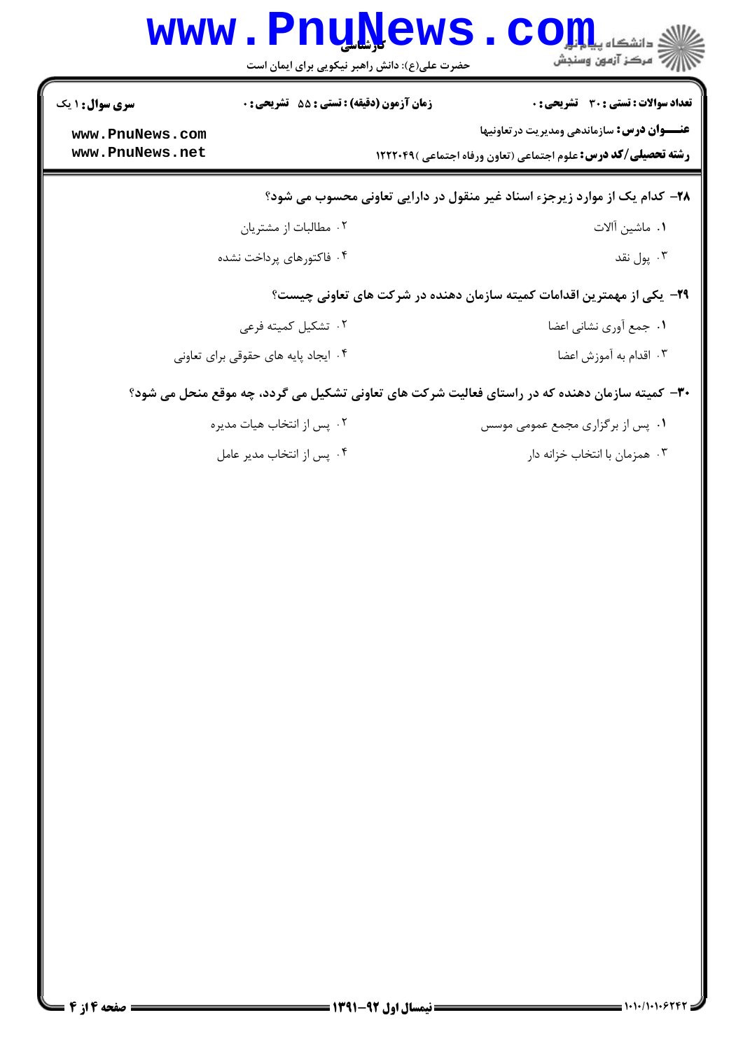**۲۸- کدام یک از موارد زیرجزء اسناد غیر منقول در دارایی تعاونی محسوب می شود؟**

۱. ماشین آالات

۲. مطالبات از مشتریان

۳. پول نقد

۴. فاکتورهای پرداخت نشده

**۲۹- یکی از مهمترین اقدامات کمیته سازمان دهنده در شرکت های تعاونی چیست؟**

۱. جمع آوری نشانی اعضا

۲. تشکیل کمیته فرعی

۳. اقدام به آموزش اعضا

۴. ایجاد پایه های حقوقی برای تعاونی

**۳۰- کمیته سازمان دهنده که در راستای فعالیت شرکت های تعاونی تشکیل می گردد، چه موقع منحل می شود؟**

۱. پس از برگزاری مجمع عمومی موسس

۲. پس از انتخاب هیات مدیره

۳. همزمان با انتخاب خزانه دار

۴. پس از انتخاب مدیر عامل